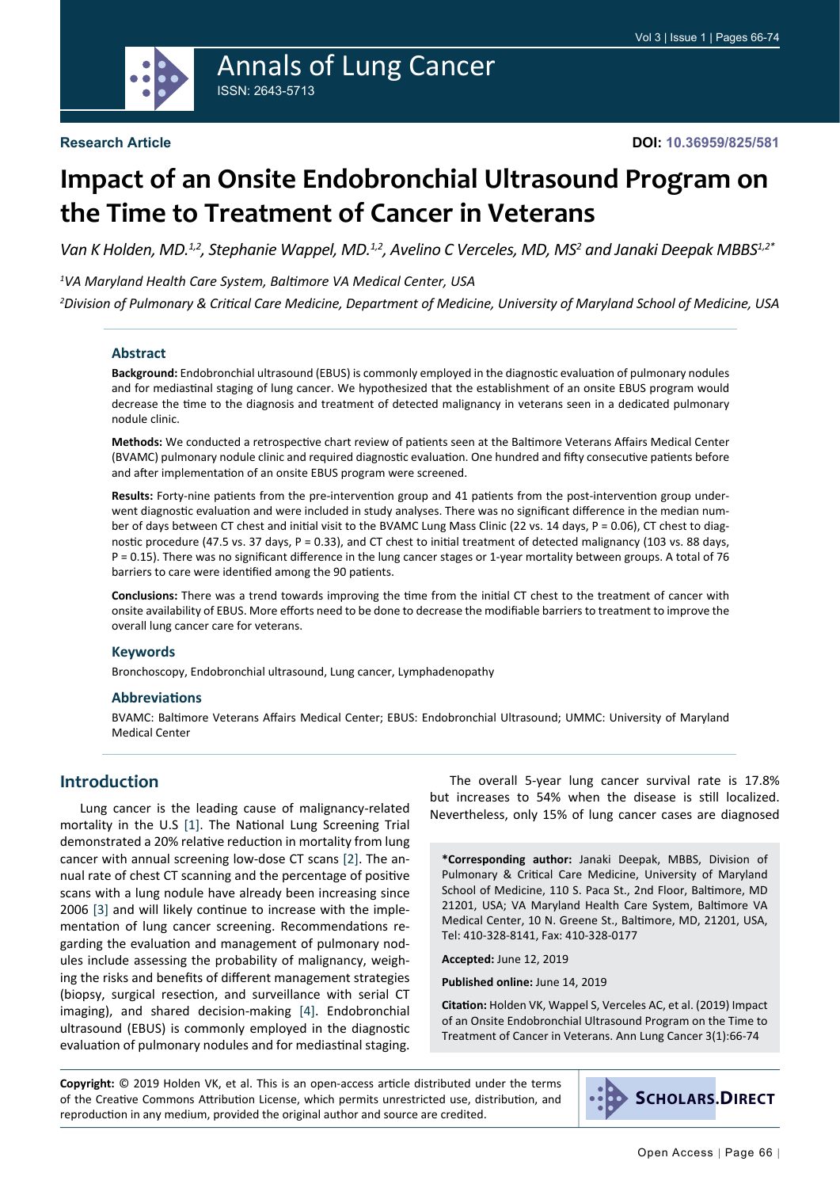Annals of Lung Cancer

ISSN: 2643-5713

**Research Article**

**DOI: 10.36959/825/581**

# Impact of an Onsite Endobronchial Ultrasound Program on the Time to Treatment of Cancer in Veterans

*Van K Holden, MD.[1,2], Stephanie Wappel, MD.[1,2], Avelino C Verceles, MD, MS[2] and Janaki Deepak MBBS[1,2]\**

*[1]VA Maryland Health Care System, Baltimore VA Medical Center, USA*

*[2]Division of Pulmonary & Critical Care Medicine, Department of Medicine, University of Maryland School of Medicine, USA*

## Abstract

**Background:** Endobronchial ultrasound (EBUS) is commonly employed in the diagnostic evaluation of pulmonary nodules and for mediastinal staging of lung cancer. We hypothesized that the establishment of an onsite EBUS program would decrease the time to the diagnosis and treatment of detected malignancy in veterans seen in a dedicated pulmonary nodule clinic.

**Methods:** We conducted a retrospective chart review of patients seen at the Baltimore Veterans Affairs Medical Center (BVAMC) pulmonary nodule clinic and required diagnostic evaluation. One hundred and fifty consecutive patients before and after implementation of an onsite EBUS program were screened.

**Results:** Forty-nine patients from the pre-intervention group and 41 patients from the post-intervention group underwent diagnostic evaluation and were included in study analyses. There was no significant difference in the median number of days between CT chest and initial visit to the BVAMC Lung Mass Clinic (22 vs. 14 days, P = 0.06), CT chest to diagnostic procedure (47.5 vs. 37 days, P = 0.33), and CT chest to initial treatment of detected malignancy (103 vs. 88 days, P = 0.15). There was no significant difference in the lung cancer stages or 1-year mortality between groups. A total of 76 barriers to care were identified among the 90 patients.

**Conclusions:** There was a trend towards improving the time from the initial CT chest to the treatment of cancer with onsite availability of EBUS. More efforts need to be done to decrease the modifiable barriers to treatment to improve the overall lung cancer care for veterans.

### Keywords

Bronchoscopy, Endobronchial ultrasound, Lung cancer, Lymphadenopathy

### Abbreviations

BVAMC: Baltimore Veterans Affairs Medical Center; EBUS: Endobronchial Ultrasound; UMMC: University of Maryland Medical Center

## Introduction

Lung cancer is the leading cause of malignancy-related mortality in the U.S [1]. The National Lung Screening Trial demonstrated a 20% relative reduction in mortality from lung cancer with annual screening low-dose CT scans [2]. The annual rate of chest CT scanning and the percentage of positive scans with a lung nodule have already been increasing since 2006 [3] and will likely continue to increase with the implementation of lung cancer screening. Recommendations regarding the evaluation and management of pulmonary nodules include assessing the probability of malignancy, weighing the risks and benefits of different management strategies (biopsy, surgical resection, and surveillance with serial CT imaging), and shared decision-making [4]. Endobronchial ultrasound (EBUS) is commonly employed in the diagnostic evaluation of pulmonary nodules and for mediastinal staging.

The overall 5-year lung cancer survival rate is 17.8% but increases to 54% when the disease is still localized. Nevertheless, only 15% of lung cancer cases are diagnosed

**\*Corresponding author:** Janaki Deepak, MBBS, Division of Pulmonary & Critical Care Medicine, University of Maryland School of Medicine, 110 S. Paca St., 2nd Floor, Baltimore, MD 21201, USA; VA Maryland Health Care System, Baltimore VA Medical Center, 10 N. Greene St., Baltimore, MD, 21201, USA, Tel: 410-328-8141, Fax: 410-328-0177

**Accepted:** June 12, 2019

**Published online:** June 14, 2019

**Citation:** Holden VK, Wappel S, Verceles AC, et al. (2019) Impact of an Onsite Endobronchial Ultrasound Program on the Time to Treatment of Cancer in Veterans. Ann Lung Cancer 3(1):66-74

**Copyright:** © 2019 Holden VK, et al. This is an open-access article distributed under the terms of the Creative Commons Attribution License, which permits unrestricted use, distribution, and reproduction in any medium, provided the original author and source are credited.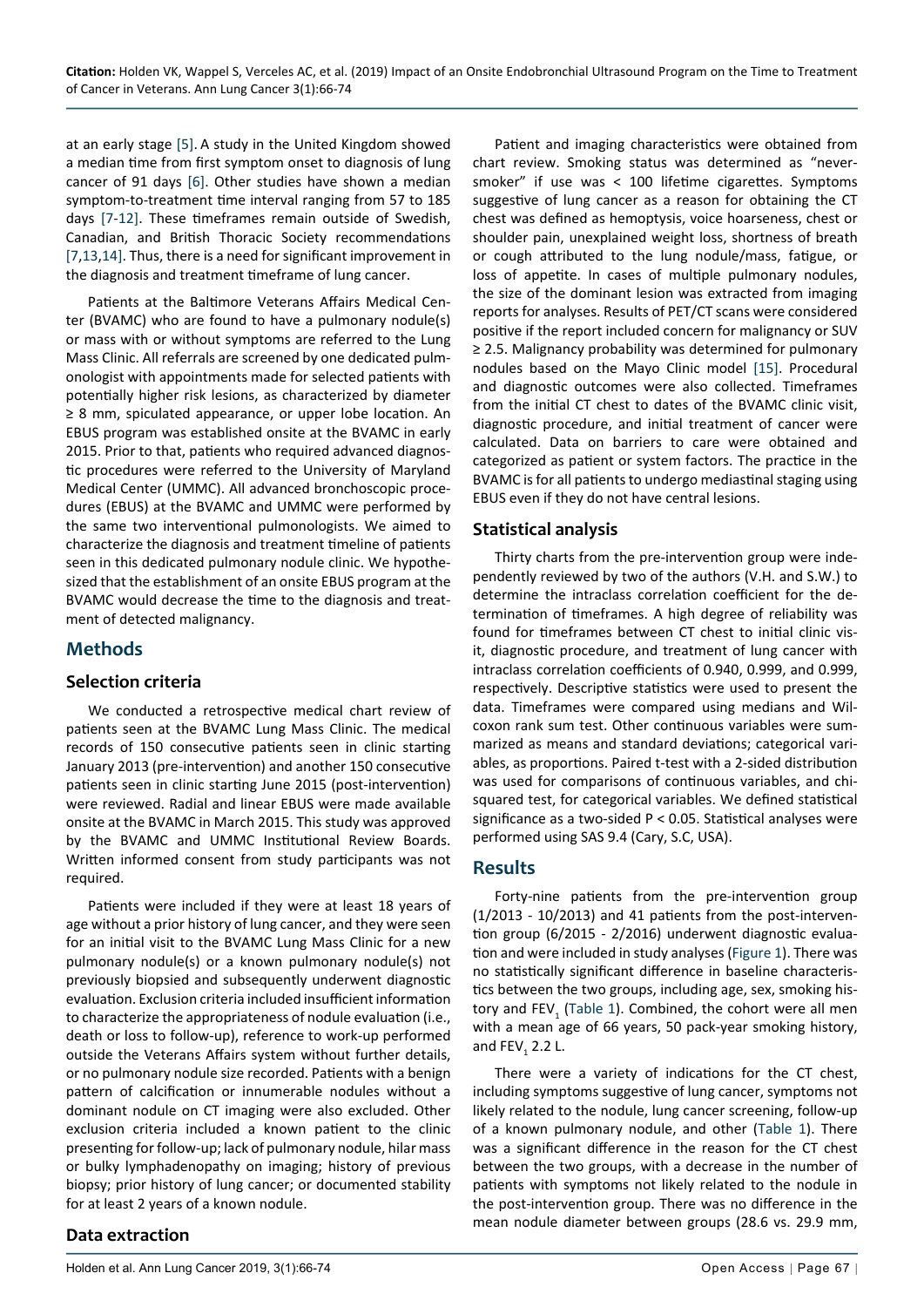at an early stage [5]. A study in the United Kingdom showed a median time from first symptom onset to diagnosis of lung cancer of 91 days [6]. Other studies have shown a median symptom-to-treatment time interval ranging from 57 to 185 days [7-12]. These timeframes remain outside of Swedish, Canadian, and British Thoracic Society recommendations [7,13,14]. Thus, there is a need for significant improvement in the diagnosis and treatment timeframe of lung cancer.

Patients at the Baltimore Veterans Affairs Medical Center (BVAMC) who are found to have a pulmonary nodule(s) or mass with or without symptoms are referred to the Lung Mass Clinic. All referrals are screened by one dedicated pulmonologist with appointments made for selected patients with potentially higher risk lesions, as characterized by diameter ≥ 8 mm, spiculated appearance, or upper lobe location. An EBUS program was established onsite at the BVAMC in early 2015. Prior to that, patients who required advanced diagnostic procedures were referred to the University of Maryland Medical Center (UMMC). All advanced bronchoscopic procedures (EBUS) at the BVAMC and UMMC were performed by the same two interventional pulmonologists. We aimed to characterize the diagnosis and treatment timeline of patients seen in this dedicated pulmonary nodule clinic. We hypothesized that the establishment of an onsite EBUS program at the BVAMC would decrease the time to the diagnosis and treatment of detected malignancy.

## Methods

### Selection criteria

We conducted a retrospective medical chart review of patients seen at the BVAMC Lung Mass Clinic. The medical records of 150 consecutive patients seen in clinic starting January 2013 (pre-intervention) and another 150 consecutive patients seen in clinic starting June 2015 (post-intervention) were reviewed. Radial and linear EBUS were made available onsite at the BVAMC in March 2015. This study was approved by the BVAMC and UMMC Institutional Review Boards. Written informed consent from study participants was not required.

Patients were included if they were at least 18 years of age without a prior history of lung cancer, and they were seen for an initial visit to the BVAMC Lung Mass Clinic for a new pulmonary nodule(s) or a known pulmonary nodule(s) not previously biopsied and subsequently underwent diagnostic evaluation. Exclusion criteria included insufficient information to characterize the appropriateness of nodule evaluation (i.e., death or loss to follow-up), reference to work-up performed outside the Veterans Affairs system without further details, or no pulmonary nodule size recorded. Patients with a benign pattern of calcification or innumerable nodules without a dominant nodule on CT imaging were also excluded. Other exclusion criteria included a known patient to the clinic presenting for follow-up; lack of pulmonary nodule, hilar mass or bulky lymphadenopathy on imaging; history of previous biopsy; prior history of lung cancer; or documented stability for at least 2 years of a known nodule.

### Data extraction

Patient and imaging characteristics were obtained from chart review. Smoking status was determined as "never-smoker" if use was < 100 lifetime cigarettes. Symptoms suggestive of lung cancer as a reason for obtaining the CT chest was defined as hemoptysis, voice hoarseness, chest or shoulder pain, unexplained weight loss, shortness of breath or cough attributed to the lung nodule/mass, fatigue, or loss of appetite. In cases of multiple pulmonary nodules, the size of the dominant lesion was extracted from imaging reports for analyses. Results of PET/CT scans were considered positive if the report included concern for malignancy or SUV ≥ 2.5. Malignancy probability was determined for pulmonary nodules based on the Mayo Clinic model [15]. Procedural and diagnostic outcomes were also collected. Timeframes from the initial CT chest to dates of the BVAMC clinic visit, diagnostic procedure, and initial treatment of cancer were calculated. Data on barriers to care were obtained and categorized as patient or system factors. The practice in the BVAMC is for all patients to undergo mediastinal staging using EBUS even if they do not have central lesions.

### Statistical analysis

Thirty charts from the pre-intervention group were independently reviewed by two of the authors (V.H. and S.W.) to determine the intraclass correlation coefficient for the determination of timeframes. A high degree of reliability was found for timeframes between CT chest to initial clinic visit, diagnostic procedure, and treatment of lung cancer with intraclass correlation coefficients of 0.940, 0.999, and 0.999, respectively. Descriptive statistics were used to present the data. Timeframes were compared using medians and Wilcoxon rank sum test. Other continuous variables were summarized as means and standard deviations; categorical variables, as proportions. Paired t-test with a 2-sided distribution was used for comparisons of continuous variables, and chi-squared test, for categorical variables. We defined statistical significance as a two-sided $P < 0.05$. Statistical analyses were performed using SAS 9.4 (Cary, S.C, USA).

## Results

Forty-nine patients from the pre-intervention group (1/2013 - 10/2013) and 41 patients from the post-intervention group (6/2015 - 2/2016) underwent diagnostic evaluation and were included in study analyses (Figure 1). There was no statistically significant difference in baseline characteristics between the two groups, including age, sex, smoking history and $FEV_1$ (Table 1). Combined, the cohort were all men with a mean age of 66 years, 50 pack-year smoking history, and $FEV_1$ 2.2 L.

There were a variety of indications for the CT chest, including symptoms suggestive of lung cancer, symptoms not likely related to the nodule, lung cancer screening, follow-up of a known pulmonary nodule, and other (Table 1). There was a significant difference in the reason for the CT chest between the two groups, with a decrease in the number of patients with symptoms not likely related to the nodule in the post-intervention group. There was no difference in the mean nodule diameter between groups (28.6 vs. 29.9 mm,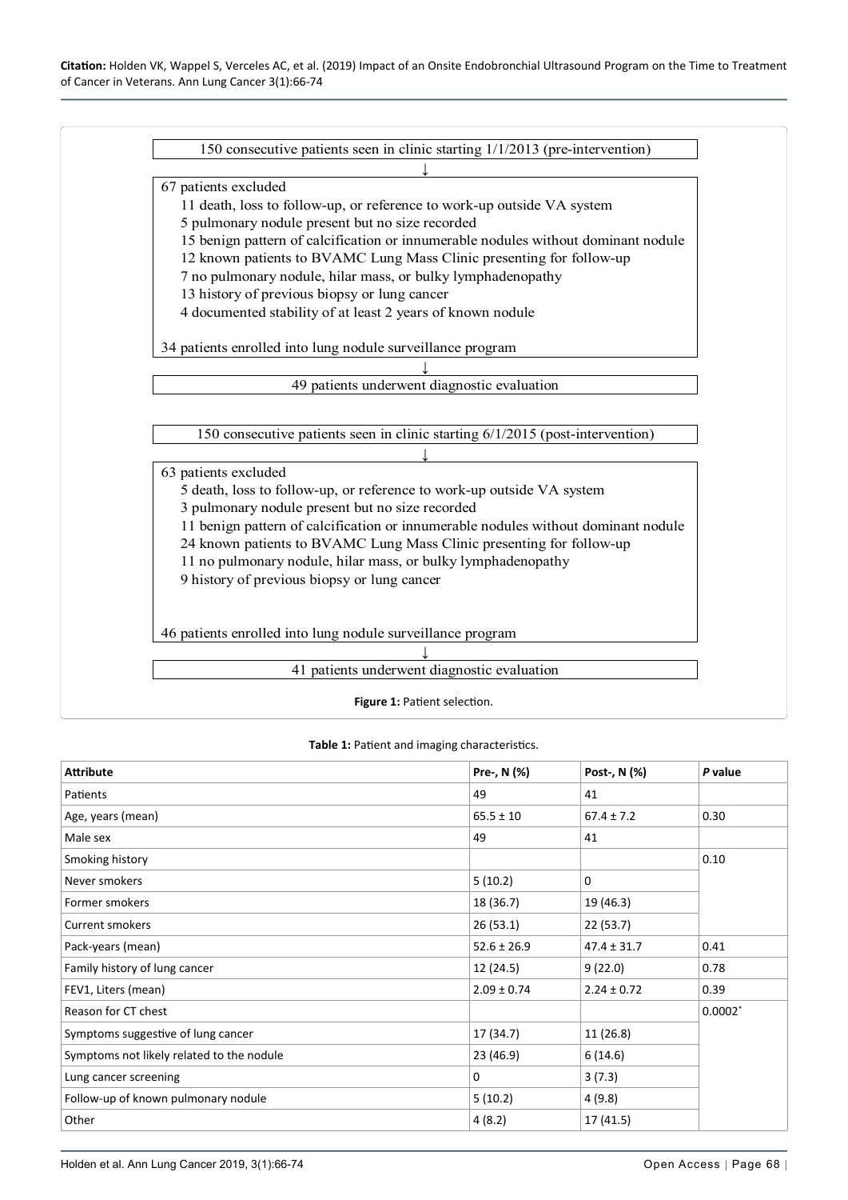150 consecutive patients seen in clinic starting 1/1/2013 (pre-intervention)

↓

67 patients excluded

- 11 death, loss to follow-up, or reference to work-up outside VA system
- 5 pulmonary nodule present but no size recorded
- 15 benign pattern of calcification or innumerable nodules without dominant nodule
- 12 known patients to BVAMC Lung Mass Clinic presenting for follow-up
- 7 no pulmonary nodule, hilar mass, or bulky lymphadenopathy
- 13 history of previous biopsy or lung cancer
- 4 documented stability of at least 2 years of known nodule

34 patients enrolled into lung nodule surveillance program

↓

49 patients underwent diagnostic evaluation

150 consecutive patients seen in clinic starting 6/1/2015 (post-intervention)

↓

63 patients excluded

- 5 death, loss to follow-up, or reference to work-up outside VA system
- 3 pulmonary nodule present but no size recorded
- 11 benign pattern of calcification or innumerable nodules without dominant nodule
- 24 known patients to BVAMC Lung Mass Clinic presenting for follow-up
- 11 no pulmonary nodule, hilar mass, or bulky lymphadenopathy
- 9 history of previous biopsy or lung cancer

46 patients enrolled into lung nodule surveillance program

↓

41 patients underwent diagnostic evaluation

**Figure 1:** Patient selection.

**Table 1:** Patient and imaging characteristics.

| Attribute | Pre-, N (%) | Post-, N (%) | *P* value |
|---|---|---|---|
| Patients | 49 | 41 | |
| Age, years (mean) | 65.5 ± 10 | 67.4 ± 7.2 | 0.30 |
| Male sex | 49 | 41 | |
| Smoking history | | | 0.10 |
| Never smokers | 5 (10.2) | 0 | |
| Former smokers | 18 (36.7) | 19 (46.3) | |
| Current smokers | 26 (53.1) | 22 (53.7) | |
| Pack-years (mean) | 52.6 ± 26.9 | 47.4 ± 31.7 | 0.41 |
| Family history of lung cancer | 12 (24.5) | 9 (22.0) | 0.78 |
| FEV1, Liters (mean) | 2.09 ± 0.74 | 2.24 ± 0.72 | 0.39 |
| Reason for CT chest | | | 0.0002* |
| Symptoms suggestive of lung cancer | 17 (34.7) | 11 (26.8) | |
| Symptoms not likely related to the nodule | 23 (46.9) | 6 (14.6) | |
| Lung cancer screening | 0 | 3 (7.3) | |
| Follow-up of known pulmonary nodule | 5 (10.2) | 4 (9.8) | |
| Other | 4 (8.2) | 17 (41.5) | |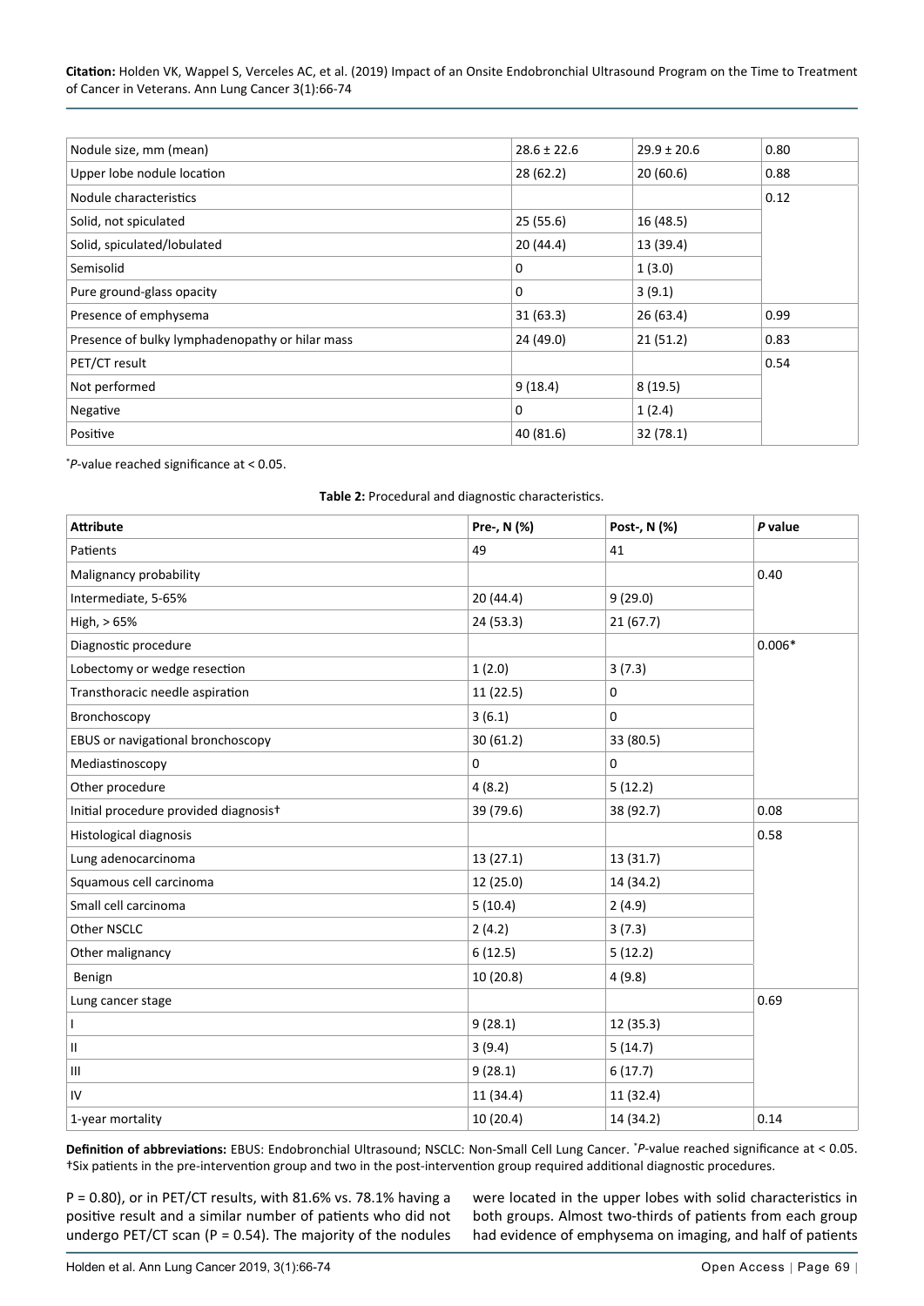| Nodule size, mm (mean) | 28.6 ± 22.6 | 29.9 ± 20.6 | 0.80 |
|---|---|---|---|
| Upper lobe nodule location | 28 (62.2) | 20 (60.6) | 0.88 |
| Nodule characteristics | | | 0.12 |
| Solid, not spiculated | 25 (55.6) | 16 (48.5) | |
| Solid, spiculated/lobulated | 20 (44.4) | 13 (39.4) | |
| Semisolid | 0 | 1 (3.0) | |
| Pure ground-glass opacity | 0 | 3 (9.1) | |
| Presence of emphysema | 31 (63.3) | 26 (63.4) | 0.99 |
| Presence of bulky lymphadenopathy or hilar mass | 24 (49.0) | 21 (51.2) | 0.83 |
| PET/CT result | | | 0.54 |
| Not performed | 9 (18.4) | 8 (19.5) | |
| Negative | 0 | 1 (2.4) | |
| Positive | 40 (81.6) | 32 (78.1) | |

*$P$-value reached significance at < 0.05.

**Table 2:** Procedural and diagnostic characteristics.

| Attribute | Pre-, N (%) | Post-, N (%) | *P* value |
|---|---|---|---|
| Patients | 49 | 41 | |
| Malignancy probability | | | 0.40 |
| Intermediate, 5-65% | 20 (44.4) | 9 (29.0) | |
| High, > 65% | 24 (53.3) | 21 (67.7) | |
| Diagnostic procedure | | | 0.006* |
| Lobectomy or wedge resection | 1 (2.0) | 3 (7.3) | |
| Transthoracic needle aspiration | 11 (22.5) | 0 | |
| Bronchoscopy | 3 (6.1) | 0 | |
| EBUS or navigational bronchoscopy | 30 (61.2) | 33 (80.5) | |
| Mediastinoscopy | 0 | 0 | |
| Other procedure | 4 (8.2) | 5 (12.2) | |
| Initial procedure provided diagnosis† | 39 (79.6) | 38 (92.7) | 0.08 |
| Histological diagnosis | | | 0.58 |
| Lung adenocarcinoma | 13 (27.1) | 13 (31.7) | |
| Squamous cell carcinoma | 12 (25.0) | 14 (34.2) | |
| Small cell carcinoma | 5 (10.4) | 2 (4.9) | |
| Other NSCLC | 2 (4.2) | 3 (7.3) | |
| Other malignancy | 6 (12.5) | 5 (12.2) | |
| Benign | 10 (20.8) | 4 (9.8) | |
| Lung cancer stage | | | 0.69 |
| I | 9 (28.1) | 12 (35.3) | |
| II | 3 (9.4) | 5 (14.7) | |
| III | 9 (28.1) | 6 (17.7) | |
| IV | 11 (34.4) | 11 (32.4) | |
| 1-year mortality | 10 (20.4) | 14 (34.2) | 0.14 |

**Definition of abbreviations:** EBUS: Endobronchial Ultrasound; NSCLC: Non-Small Cell Lung Cancer. *$P$-value reached significance at < 0.05. †Six patients in the pre-intervention group and two in the post-intervention group required additional diagnostic procedures.

P = 0.80), or in PET/CT results, with 81.6% vs. 78.1% having a positive result and a similar number of patients who did not undergo PET/CT scan (P = 0.54). The majority of the nodules were located in the upper lobes with solid characteristics in both groups. Almost two-thirds of patients from each group had evidence of emphysema on imaging, and half of patients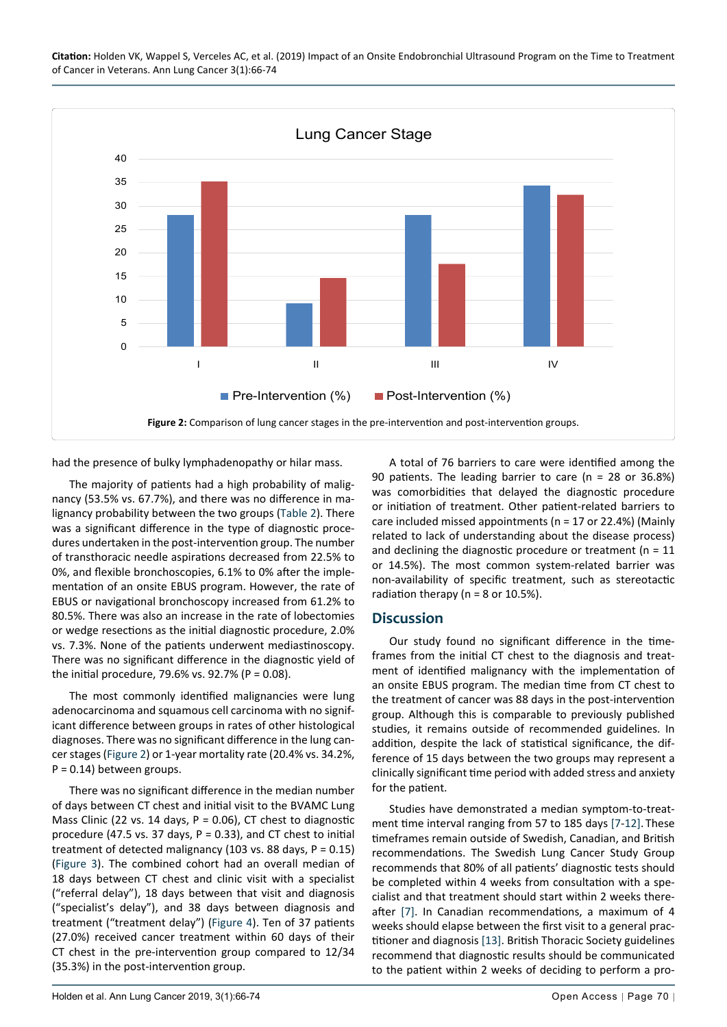Figure 2: Comparison of lung cancer stages in the pre-intervention and post-intervention groups.

had the presence of bulky lymphadenopathy or hilar mass.

The majority of patients had a high probability of malignancy (53.5% vs. 67.7%), and there was no difference in malignancy probability between the two groups (Table 2). There was a significant difference in the type of diagnostic procedures undertaken in the post-intervention group. The number of transthoracic needle aspirations decreased from 22.5% to 0%, and flexible bronchoscopies, 6.1% to 0% after the implementation of an onsite EBUS program. However, the rate of EBUS or navigational bronchoscopy increased from 61.2% to 80.5%. There was also an increase in the rate of lobectomies or wedge resections as the initial diagnostic procedure, 2.0% vs. 7.3%. None of the patients underwent mediastinoscopy. There was no significant difference in the diagnostic yield of the initial procedure, 79.6% vs. 92.7% (P = 0.08).

The most commonly identified malignancies were lung adenocarcinoma and squamous cell carcinoma with no significant difference between groups in rates of other histological diagnoses. There was no significant difference in the lung cancer stages (Figure 2) or 1-year mortality rate (20.4% vs. 34.2%, P = 0.14) between groups.

There was no significant difference in the median number of days between CT chest and initial visit to the BVAMC Lung Mass Clinic (22 vs. 14 days, P = 0.06), CT chest to diagnostic procedure (47.5 vs. 37 days, P = 0.33), and CT chest to initial treatment of detected malignancy (103 vs. 88 days, P = 0.15) (Figure 3). The combined cohort had an overall median of 18 days between CT chest and clinic visit with a specialist ("referral delay"), 18 days between that visit and diagnosis ("specialist's delay"), and 38 days between diagnosis and treatment ("treatment delay") (Figure 4). Ten of 37 patients (27.0%) received cancer treatment within 60 days of their CT chest in the pre-intervention group compared to 12/34 (35.3%) in the post-intervention group.

A total of 76 barriers to care were identified among the 90 patients. The leading barrier to care (n = 28 or 36.8%) was comorbidities that delayed the diagnostic procedure or initiation of treatment. Other patient-related barriers to care included missed appointments (n = 17 or 22.4%) (Mainly related to lack of understanding about the disease process) and declining the diagnostic procedure or treatment (n = 11 or 14.5%). The most common system-related barrier was non-availability of specific treatment, such as stereotactic radiation therapy (n = 8 or 10.5%).

## Discussion

Our study found no significant difference in the timeframes from the initial CT chest to the diagnosis and treatment of identified malignancy with the implementation of an onsite EBUS program. The median time from CT chest to the treatment of cancer was 88 days in the post-intervention group. Although this is comparable to previously published studies, it remains outside of recommended guidelines. In addition, despite the lack of statistical significance, the difference of 15 days between the two groups may represent a clinically significant time period with added stress and anxiety for the patient.

Studies have demonstrated a median symptom-to-treatment time interval ranging from 57 to 185 days [7-12]. These timeframes remain outside of Swedish, Canadian, and British recommendations. The Swedish Lung Cancer Study Group recommends that 80% of all patients' diagnostic tests should be completed within 4 weeks from consultation with a specialist and that treatment should start within 2 weeks thereafter [7]. In Canadian recommendations, a maximum of 4 weeks should elapse between the first visit to a general practitioner and diagnosis [13]. British Thoracic Society guidelines recommend that diagnostic results should be communicated to the patient within 2 weeks of deciding to perform a pro-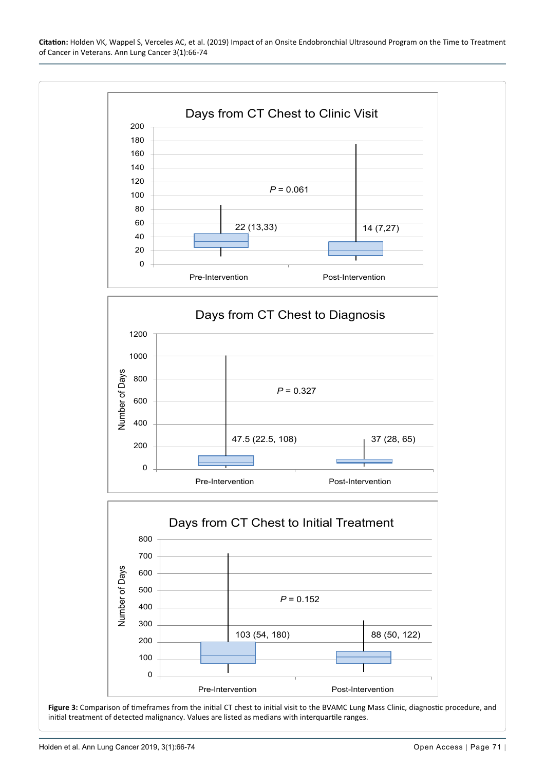Days from CT Chest to Clinic Visit

| | Median (IQR) |
|---|---|
| Pre-Intervention | 22 (13,33) |
| Post-Intervention | 14 (7,27) |

*P* = 0.061

Days from CT Chest to Diagnosis

| | Median (IQR) |
|---|---|
| Pre-Intervention | 47.5 (22.5, 108) |
| Post-Intervention | 37 (28, 65) |

*P* = 0.327

Days from CT Chest to Initial Treatment

| | Median (IQR) |
|---|---|
| Pre-Intervention | 103 (54, 180) |
| Post-Intervention | 88 (50, 122) |

*P* = 0.152

**Figure 3:** Comparison of timeframes from the initial CT chest to initial visit to the BVAMC Lung Mass Clinic, diagnostic procedure, and initial treatment of detected malignancy. Values are listed as medians with interquartile ranges.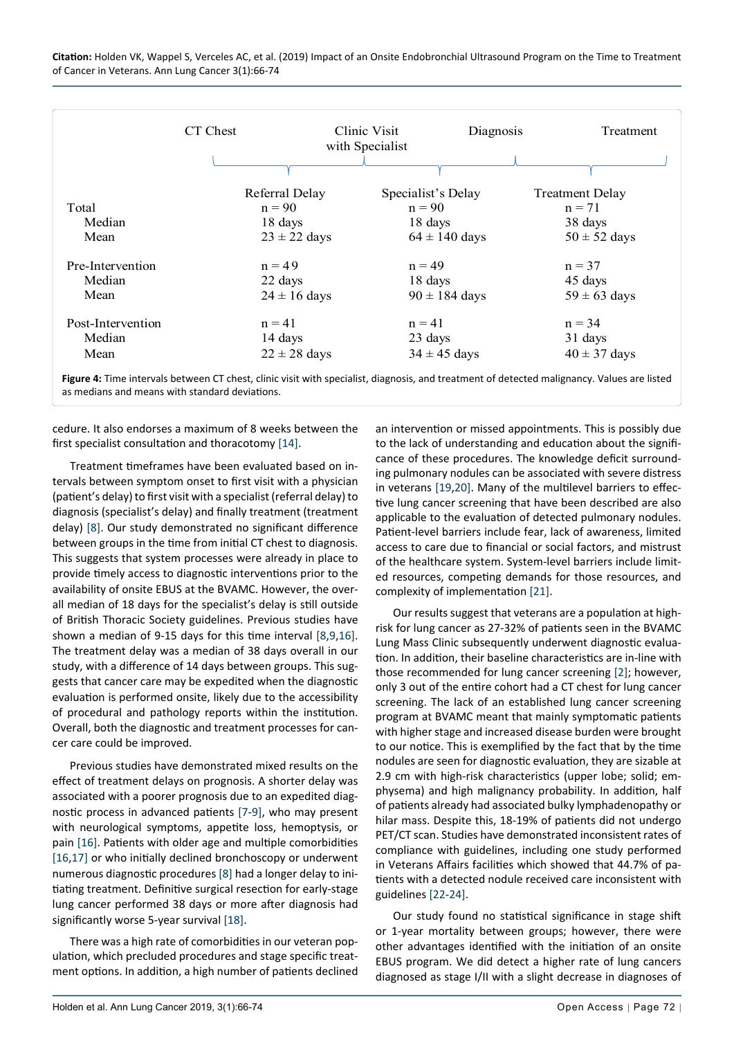| | CT Chest → Clinic Visit with Specialist | Clinic Visit with Specialist → Diagnosis | Diagnosis → Treatment |
|---|---|---|---|
| | Referral Delay | Specialist's Delay | Treatment Delay |
| Total | n = 90 | n = 90 | n = 71 |
| Median | 18 days | 18 days | 38 days |
| Mean | 23 ± 22 days | 64 ± 140 days | 50 ± 52 days |
| Pre-Intervention | n = 49 | n = 49 | n = 37 |
| Median | 22 days | 18 days | 45 days |
| Mean | 24 ± 16 days | 90 ± 184 days | 59 ± 63 days |
| Post-Intervention | n = 41 | n = 41 | n = 34 |
| Median | 14 days | 23 days | 31 days |
| Mean | 22 ± 28 days | 34 ± 45 days | 40 ± 37 days |

**Figure 4:** Time intervals between CT chest, clinic visit with specialist, diagnosis, and treatment of detected malignancy. Values are listed as medians and means with standard deviations.

cedure. It also endorses a maximum of 8 weeks between the first specialist consultation and thoracotomy [14].

Treatment timeframes have been evaluated based on intervals between symptom onset to first visit with a physician (patient's delay) to first visit with a specialist (referral delay) to diagnosis (specialist's delay) and finally treatment (treatment delay) [8]. Our study demonstrated no significant difference between groups in the time from initial CT chest to diagnosis. This suggests that system processes were already in place to provide timely access to diagnostic interventions prior to the availability of onsite EBUS at the BVAMC. However, the overall median of 18 days for the specialist's delay is still outside of British Thoracic Society guidelines. Previous studies have shown a median of 9-15 days for this time interval [8,9,16]. The treatment delay was a median of 38 days overall in our study, with a difference of 14 days between groups. This suggests that cancer care may be expedited when the diagnostic evaluation is performed onsite, likely due to the accessibility of procedural and pathology reports within the institution. Overall, both the diagnostic and treatment processes for cancer care could be improved.

Previous studies have demonstrated mixed results on the effect of treatment delays on prognosis. A shorter delay was associated with a poorer prognosis due to an expedited diagnostic process in advanced patients [7-9], who may present with neurological symptoms, appetite loss, hemoptysis, or pain [16]. Patients with older age and multiple comorbidities [16,17] or who initially declined bronchoscopy or underwent numerous diagnostic procedures [8] had a longer delay to initiating treatment. Definitive surgical resection for early-stage lung cancer performed 38 days or more after diagnosis had significantly worse 5-year survival [18].

There was a high rate of comorbidities in our veteran population, which precluded procedures and stage specific treatment options. In addition, a high number of patients declined an intervention or missed appointments. This is possibly due to the lack of understanding and education about the significance of these procedures. The knowledge deficit surrounding pulmonary nodules can be associated with severe distress in veterans [19,20]. Many of the multilevel barriers to effective lung cancer screening that have been described are also applicable to the evaluation of detected pulmonary nodules. Patient-level barriers include fear, lack of awareness, limited access to care due to financial or social factors, and mistrust of the healthcare system. System-level barriers include limited resources, competing demands for those resources, and complexity of implementation [21].

Our results suggest that veterans are a population at high-risk for lung cancer as 27-32% of patients seen in the BVAMC Lung Mass Clinic subsequently underwent diagnostic evaluation. In addition, their baseline characteristics are in-line with those recommended for lung cancer screening [2]; however, only 3 out of the entire cohort had a CT chest for lung cancer screening. The lack of an established lung cancer screening program at BVAMC meant that mainly symptomatic patients with higher stage and increased disease burden were brought to our notice. This is exemplified by the fact that by the time nodules are seen for diagnostic evaluation, they are sizable at 2.9 cm with high-risk characteristics (upper lobe; solid; emphysema) and high malignancy probability. In addition, half of patients already had associated bulky lymphadenopathy or hilar mass. Despite this, 18-19% of patients did not undergo PET/CT scan. Studies have demonstrated inconsistent rates of compliance with guidelines, including one study performed in Veterans Affairs facilities which showed that 44.7% of patients with a detected nodule received care inconsistent with guidelines [22-24].

Our study found no statistical significance in stage shift or 1-year mortality between groups; however, there were other advantages identified with the initiation of an onsite EBUS program. We did detect a higher rate of lung cancers diagnosed as stage I/II with a slight decrease in diagnoses of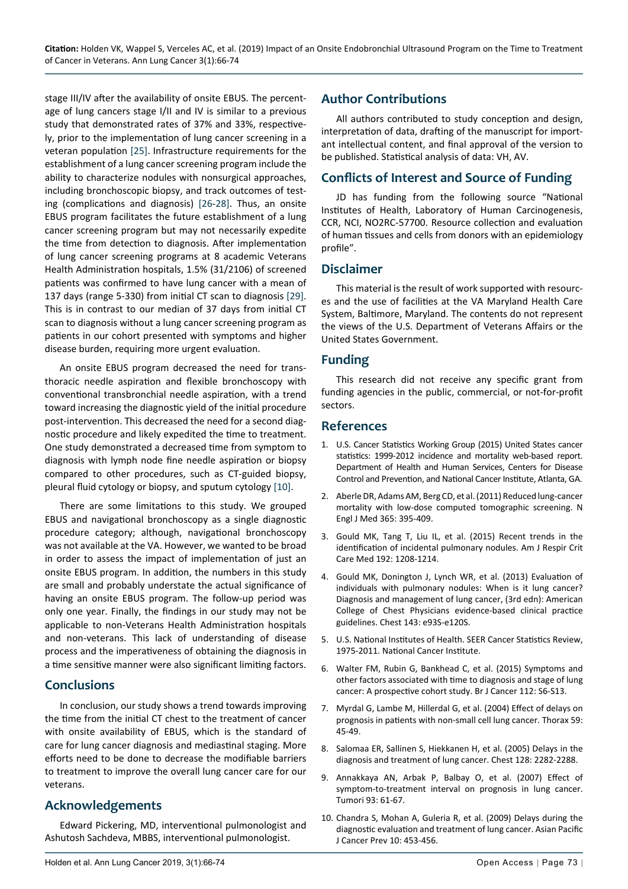stage III/IV after the availability of onsite EBUS. The percentage of lung cancers stage I/II and IV is similar to a previous study that demonstrated rates of 37% and 33%, respectively, prior to the implementation of lung cancer screening in a veteran population [25]. Infrastructure requirements for the establishment of a lung cancer screening program include the ability to characterize nodules with nonsurgical approaches, including bronchoscopic biopsy, and track outcomes of testing (complications and diagnosis) [26-28]. Thus, an onsite EBUS program facilitates the future establishment of a lung cancer screening program but may not necessarily expedite the time from detection to diagnosis. After implementation of lung cancer screening programs at 8 academic Veterans Health Administration hospitals, 1.5% (31/2106) of screened patients was confirmed to have lung cancer with a mean of 137 days (range 5-330) from initial CT scan to diagnosis [29]. This is in contrast to our median of 37 days from initial CT scan to diagnosis without a lung cancer screening program as patients in our cohort presented with symptoms and higher disease burden, requiring more urgent evaluation.

An onsite EBUS program decreased the need for transthoracic needle aspiration and flexible bronchoscopy with conventional transbronchial needle aspiration, with a trend toward increasing the diagnostic yield of the initial procedure post-intervention. This decreased the need for a second diagnostic procedure and likely expedited the time to treatment. One study demonstrated a decreased time from symptom to diagnosis with lymph node fine needle aspiration or biopsy compared to other procedures, such as CT-guided biopsy, pleural fluid cytology or biopsy, and sputum cytology [10].

There are some limitations to this study. We grouped EBUS and navigational bronchoscopy as a single diagnostic procedure category; although, navigational bronchoscopy was not available at the VA. However, we wanted to be broad in order to assess the impact of implementation of just an onsite EBUS program. In addition, the numbers in this study are small and probably understate the actual significance of having an onsite EBUS program. The follow-up period was only one year. Finally, the findings in our study may not be applicable to non-Veterans Health Administration hospitals and non-veterans. This lack of understanding of disease process and the imperativeness of obtaining the diagnosis in a time sensitive manner were also significant limiting factors.

## Conclusions

In conclusion, our study shows a trend towards improving the time from the initial CT chest to the treatment of cancer with onsite availability of EBUS, which is the standard of care for lung cancer diagnosis and mediastinal staging. More efforts need to be done to decrease the modifiable barriers to treatment to improve the overall lung cancer care for our veterans.

## Acknowledgements

Edward Pickering, MD, interventional pulmonologist and Ashutosh Sachdeva, MBBS, interventional pulmonologist.

## Author Contributions

All authors contributed to study conception and design, interpretation of data, drafting of the manuscript for important intellectual content, and final approval of the version to be published. Statistical analysis of data: VH, AV.

## Conflicts of Interest and Source of Funding

JD has funding from the following source "National Institutes of Health, Laboratory of Human Carcinogenesis, CCR, NCI, NO2RC-57700. Resource collection and evaluation of human tissues and cells from donors with an epidemiology profile".

## Disclaimer

This material is the result of work supported with resources and the use of facilities at the VA Maryland Health Care System, Baltimore, Maryland. The contents do not represent the views of the U.S. Department of Veterans Affairs or the United States Government.

## Funding

This research did not receive any specific grant from funding agencies in the public, commercial, or not-for-profit sectors.

## References

1. U.S. Cancer Statistics Working Group (2015) United States cancer statistics: 1999-2012 incidence and mortality web-based report. Department of Health and Human Services, Centers for Disease Control and Prevention, and National Cancer Institute, Atlanta, GA.
2. Aberle DR, Adams AM, Berg CD, et al. (2011) Reduced lung-cancer mortality with low-dose computed tomographic screening. N Engl J Med 365: 395-409.
3. Gould MK, Tang T, Liu IL, et al. (2015) Recent trends in the identification of incidental pulmonary nodules. Am J Respir Crit Care Med 192: 1208-1214.
4. Gould MK, Donington J, Lynch WR, et al. (2013) Evaluation of individuals with pulmonary nodules: When is it lung cancer? Diagnosis and management of lung cancer, (3rd edn): American College of Chest Physicians evidence-based clinical practice guidelines. Chest 143: e93S-e120S.
5. U.S. National Institutes of Health. SEER Cancer Statistics Review, 1975-2011. National Cancer Institute.
6. Walter FM, Rubin G, Bankhead C, et al. (2015) Symptoms and other factors associated with time to diagnosis and stage of lung cancer: A prospective cohort study. Br J Cancer 112: S6-S13.
7. Myrdal G, Lambe M, Hillerdal G, et al. (2004) Effect of delays on prognosis in patients with non-small cell lung cancer. Thorax 59: 45-49.
8. Salomaa ER, Sallinen S, Hiekkanen H, et al. (2005) Delays in the diagnosis and treatment of lung cancer. Chest 128: 2282-2288.
9. Annakkaya AN, Arbak P, Balbay O, et al. (2007) Effect of symptom-to-treatment interval on prognosis in lung cancer. Tumori 93: 61-67.
10. Chandra S, Mohan A, Guleria R, et al. (2009) Delays during the diagnostic evaluation and treatment of lung cancer. Asian Pacific J Cancer Prev 10: 453-456.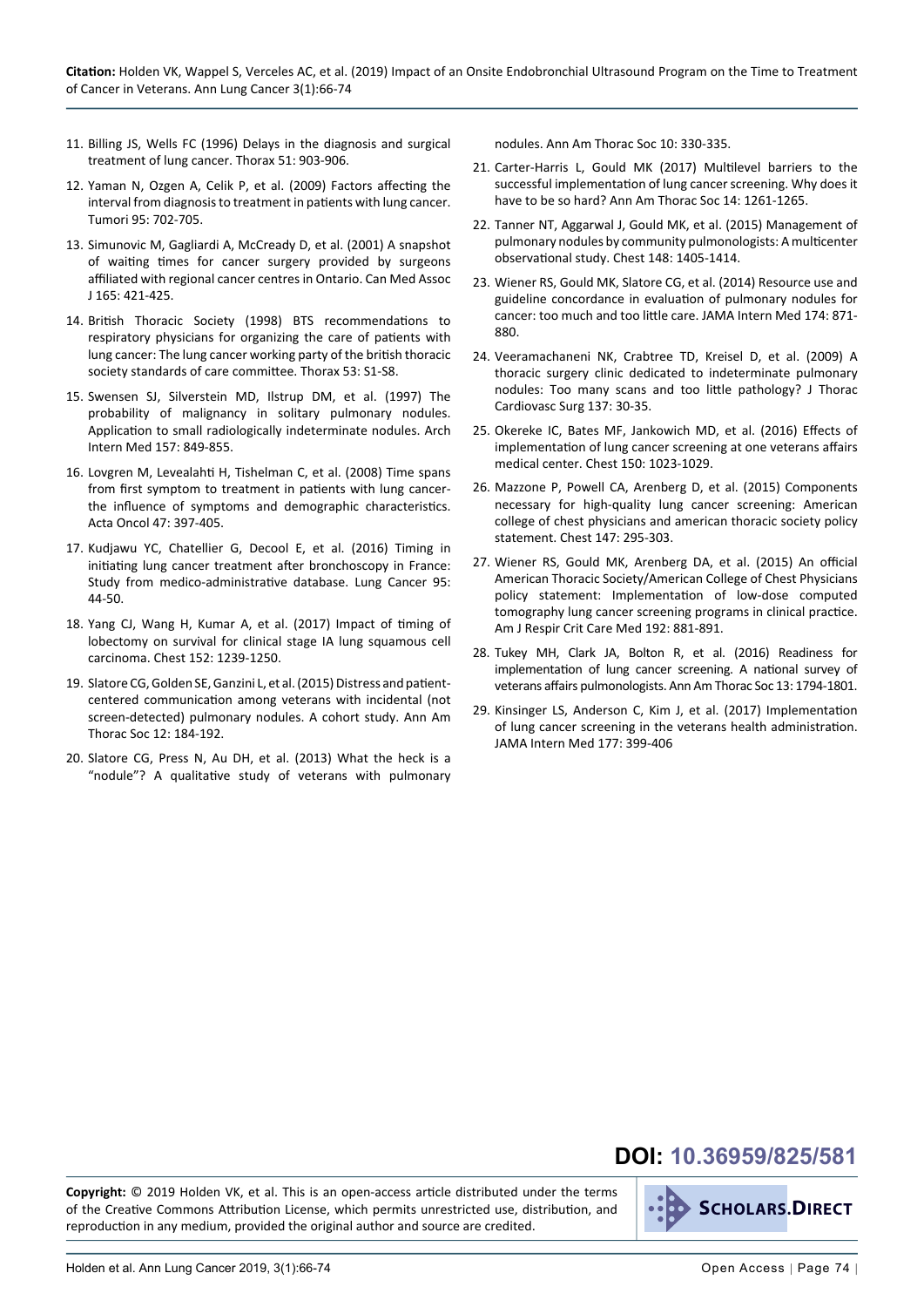11. Billing JS, Wells FC (1996) Delays in the diagnosis and surgical treatment of lung cancer. Thorax 51: 903-906.
12. Yaman N, Ozgen A, Celik P, et al. (2009) Factors affecting the interval from diagnosis to treatment in patients with lung cancer. Tumori 95: 702-705.
13. Simunovic M, Gagliardi A, McCready D, et al. (2001) A snapshot of waiting times for cancer surgery provided by surgeons affiliated with regional cancer centres in Ontario. Can Med Assoc J 165: 421-425.
14. British Thoracic Society (1998) BTS recommendations to respiratory physicians for organizing the care of patients with lung cancer: The lung cancer working party of the british thoracic society standards of care committee. Thorax 53: S1-S8.
15. Swensen SJ, Silverstein MD, Ilstrup DM, et al. (1997) The probability of malignancy in solitary pulmonary nodules. Application to small radiologically indeterminate nodules. Arch Intern Med 157: 849-855.
16. Lovgren M, Levealahti H, Tishelman C, et al. (2008) Time spans from first symptom to treatment in patients with lung cancer- the influence of symptoms and demographic characteristics. Acta Oncol 47: 397-405.
17. Kudjawu YC, Chatellier G, Decool E, et al. (2016) Timing in initiating lung cancer treatment after bronchoscopy in France: Study from medico-administrative database. Lung Cancer 95: 44-50.
18. Yang CJ, Wang H, Kumar A, et al. (2017) Impact of timing of lobectomy on survival for clinical stage IA lung squamous cell carcinoma. Chest 152: 1239-1250.
19. Slatore CG, Golden SE, Ganzini L, et al. (2015) Distress and patient-centered communication among veterans with incidental (not screen-detected) pulmonary nodules. A cohort study. Ann Am Thorac Soc 12: 184-192.
20. Slatore CG, Press N, Au DH, et al. (2013) What the heck is a "nodule"? A qualitative study of veterans with pulmonary nodules. Ann Am Thorac Soc 10: 330-335.
21. Carter-Harris L, Gould MK (2017) Multilevel barriers to the successful implementation of lung cancer screening. Why does it have to be so hard? Ann Am Thorac Soc 14: 1261-1265.
22. Tanner NT, Aggarwal J, Gould MK, et al. (2015) Management of pulmonary nodules by community pulmonologists: A multicenter observational study. Chest 148: 1405-1414.
23. Wiener RS, Gould MK, Slatore CG, et al. (2014) Resource use and guideline concordance in evaluation of pulmonary nodules for cancer: too much and too little care. JAMA Intern Med 174: 871-880.
24. Veeramachaneni NK, Crabtree TD, Kreisel D, et al. (2009) A thoracic surgery clinic dedicated to indeterminate pulmonary nodules: Too many scans and too little pathology? J Thorac Cardiovasc Surg 137: 30-35.
25. Okereke IC, Bates MF, Jankowich MD, et al. (2016) Effects of implementation of lung cancer screening at one veterans affairs medical center. Chest 150: 1023-1029.
26. Mazzone P, Powell CA, Arenberg D, et al. (2015) Components necessary for high-quality lung cancer screening: American college of chest physicians and american thoracic society policy statement. Chest 147: 295-303.
27. Wiener RS, Gould MK, Arenberg DA, et al. (2015) An official American Thoracic Society/American College of Chest Physicians policy statement: Implementation of low-dose computed tomography lung cancer screening programs in clinical practice. Am J Respir Crit Care Med 192: 881-891.
28. Tukey MH, Clark JA, Bolton R, et al. (2016) Readiness for implementation of lung cancer screening. A national survey of veterans affairs pulmonologists. Ann Am Thorac Soc 13: 1794-1801.
29. Kinsinger LS, Anderson C, Kim J, et al. (2017) Implementation of lung cancer screening in the veterans health administration. JAMA Intern Med 177: 399-406

**DOI: 10.36959/825/581**

**Copyright:** © 2019 Holden VK, et al. This is an open-access article distributed under the terms of the Creative Commons Attribution License, which permits unrestricted use, distribution, and reproduction in any medium, provided the original author and source are credited.